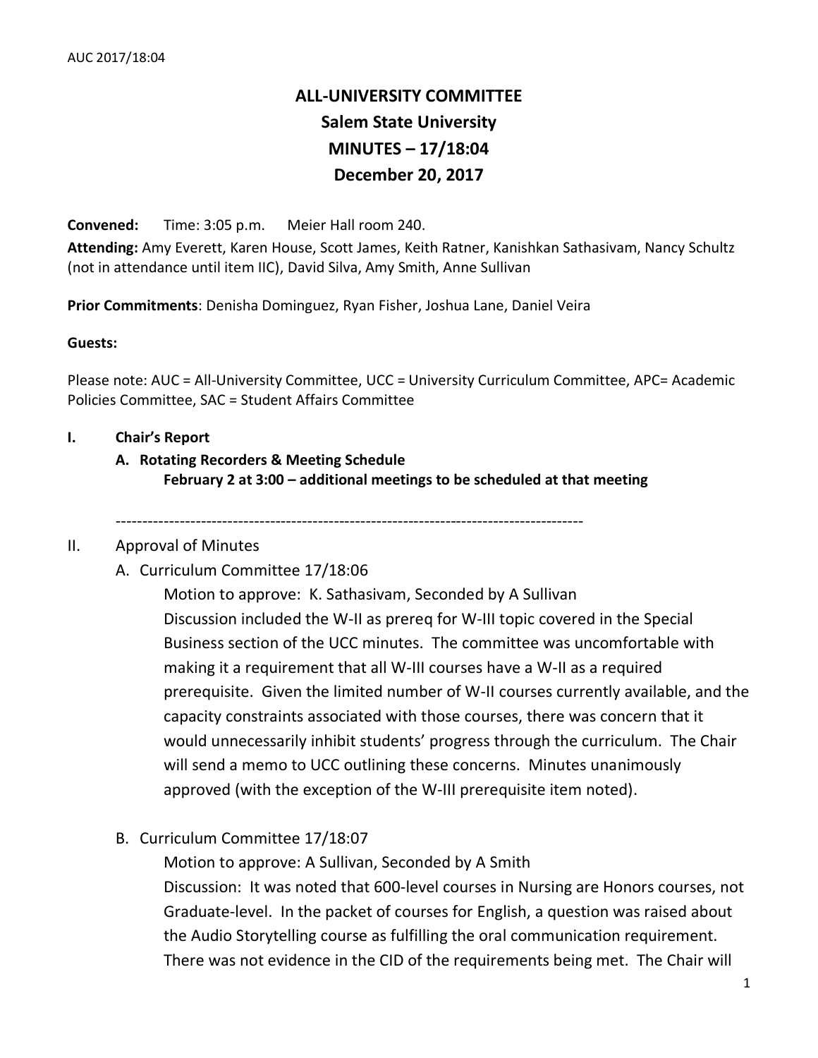# ALL-UNIVERSITY COMMITTEE
## Salem State University
## MINUTES – 17/18:04
## December 20, 2017

**Convened:** Time: 3:05 p.m. Meier Hall room 240.

**Attending:** Amy Everett, Karen House, Scott James, Keith Ratner, Kanishkan Sathasivam, Nancy Schultz (not in attendance until item IIC), David Silva, Amy Smith, Anne Sullivan

**Prior Commitments**: Denisha Dominguez, Ryan Fisher, Joshua Lane, Daniel Veira

**Guests:**

Please note: AUC = All-University Committee, UCC = University Curriculum Committee, APC= Academic Policies Committee, SAC = Student Affairs Committee

**I. Chair's Report**

**A. Rotating Recorders & Meeting Schedule**
**February 2 at 3:00 – additional meetings to be scheduled at that meeting**

---

II. Approval of Minutes

A. Curriculum Committee 17/18:06

Motion to approve: K. Sathasivam, Seconded by A Sullivan

Discussion included the W-II as prereq for W-III topic covered in the Special Business section of the UCC minutes. The committee was uncomfortable with making it a requirement that all W-III courses have a W-II as a required prerequisite. Given the limited number of W-II courses currently available, and the capacity constraints associated with those courses, there was concern that it would unnecessarily inhibit students' progress through the curriculum. The Chair will send a memo to UCC outlining these concerns. Minutes unanimously approved (with the exception of the W-III prerequisite item noted).

B. Curriculum Committee 17/18:07

Motion to approve: A Sullivan, Seconded by A Smith

Discussion: It was noted that 600-level courses in Nursing are Honors courses, not Graduate-level. In the packet of courses for English, a question was raised about the Audio Storytelling course as fulfilling the oral communication requirement. There was not evidence in the CID of the requirements being met. The Chair will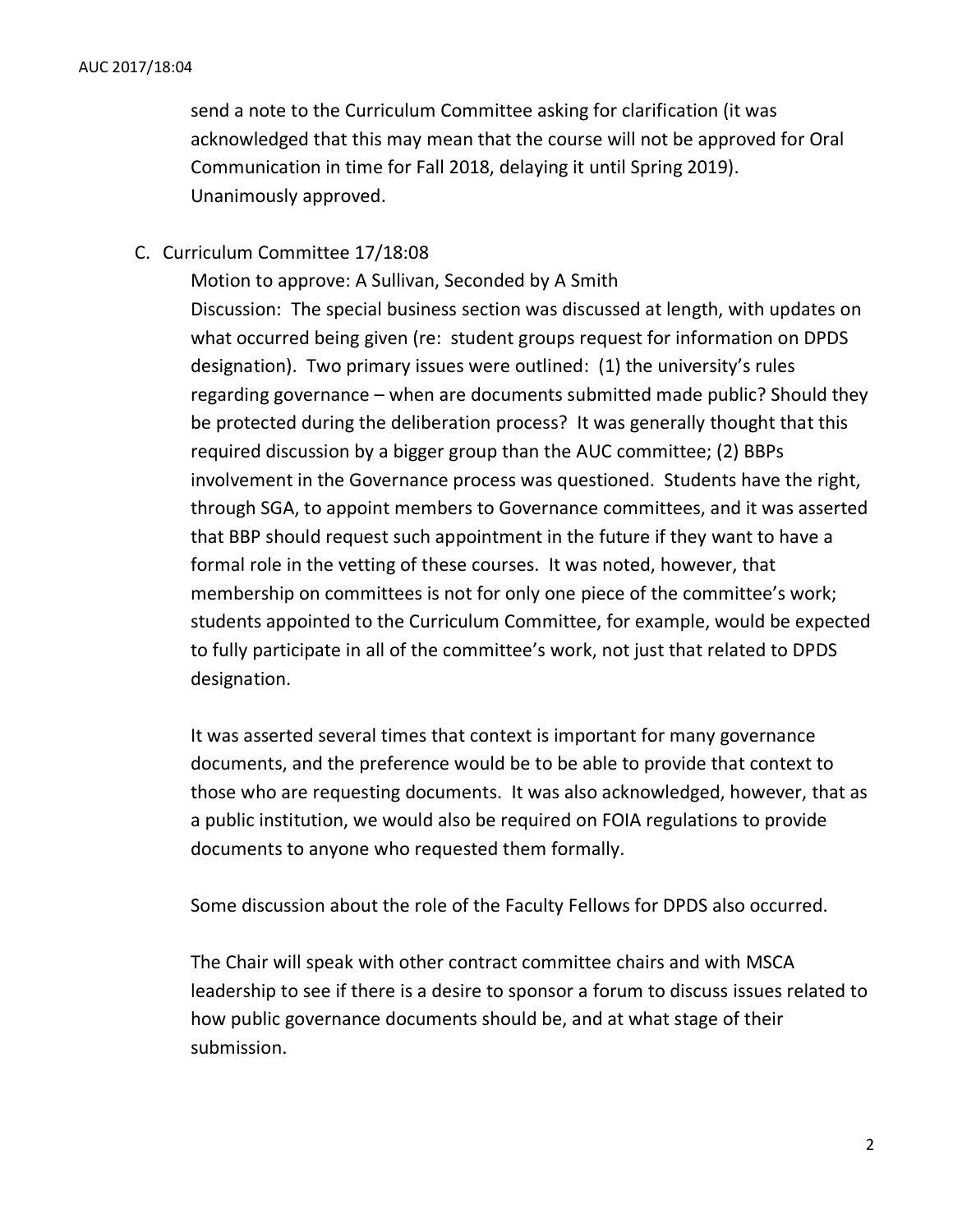send a note to the Curriculum Committee asking for clarification (it was acknowledged that this may mean that the course will not be approved for Oral Communication in time for Fall 2018, delaying it until Spring 2019). Unanimously approved.

C. Curriculum Committee 17/18:08

Motion to approve: A Sullivan, Seconded by A Smith

Discussion: The special business section was discussed at length, with updates on what occurred being given (re: student groups request for information on DPDS designation). Two primary issues were outlined: (1) the university's rules regarding governance – when are documents submitted made public? Should they be protected during the deliberation process? It was generally thought that this required discussion by a bigger group than the AUC committee; (2) BBPs involvement in the Governance process was questioned. Students have the right, through SGA, to appoint members to Governance committees, and it was asserted that BBP should request such appointment in the future if they want to have a formal role in the vetting of these courses. It was noted, however, that membership on committees is not for only one piece of the committee's work; students appointed to the Curriculum Committee, for example, would be expected to fully participate in all of the committee's work, not just that related to DPDS designation.

It was asserted several times that context is important for many governance documents, and the preference would be to be able to provide that context to those who are requesting documents. It was also acknowledged, however, that as a public institution, we would also be required on FOIA regulations to provide documents to anyone who requested them formally.

Some discussion about the role of the Faculty Fellows for DPDS also occurred.

The Chair will speak with other contract committee chairs and with MSCA leadership to see if there is a desire to sponsor a forum to discuss issues related to how public governance documents should be, and at what stage of their submission.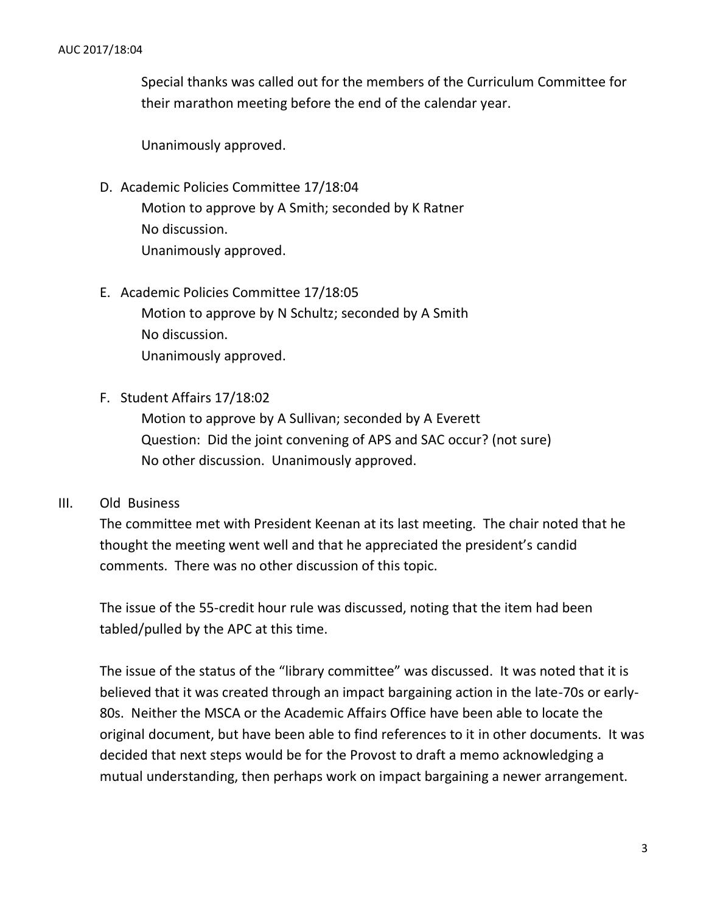Special thanks was called out for the members of the Curriculum Committee for their marathon meeting before the end of the calendar year.

Unanimously approved.

D. Academic Policies Committee 17/18:04
   Motion to approve by A Smith; seconded by K Ratner
   No discussion.
   Unanimously approved.

E. Academic Policies Committee 17/18:05
   Motion to approve by N Schultz; seconded by A Smith
   No discussion.
   Unanimously approved.

F. Student Affairs 17/18:02
   Motion to approve by A Sullivan; seconded by A Everett
   Question: Did the joint convening of APS and SAC occur? (not sure)
   No other discussion. Unanimously approved.

III. Old Business

The committee met with President Keenan at its last meeting. The chair noted that he thought the meeting went well and that he appreciated the president's candid comments. There was no other discussion of this topic.

The issue of the 55-credit hour rule was discussed, noting that the item had been tabled/pulled by the APC at this time.

The issue of the status of the "library committee" was discussed. It was noted that it is believed that it was created through an impact bargaining action in the late-70s or early-80s. Neither the MSCA or the Academic Affairs Office have been able to locate the original document, but have been able to find references to it in other documents. It was decided that next steps would be for the Provost to draft a memo acknowledging a mutual understanding, then perhaps work on impact bargaining a newer arrangement.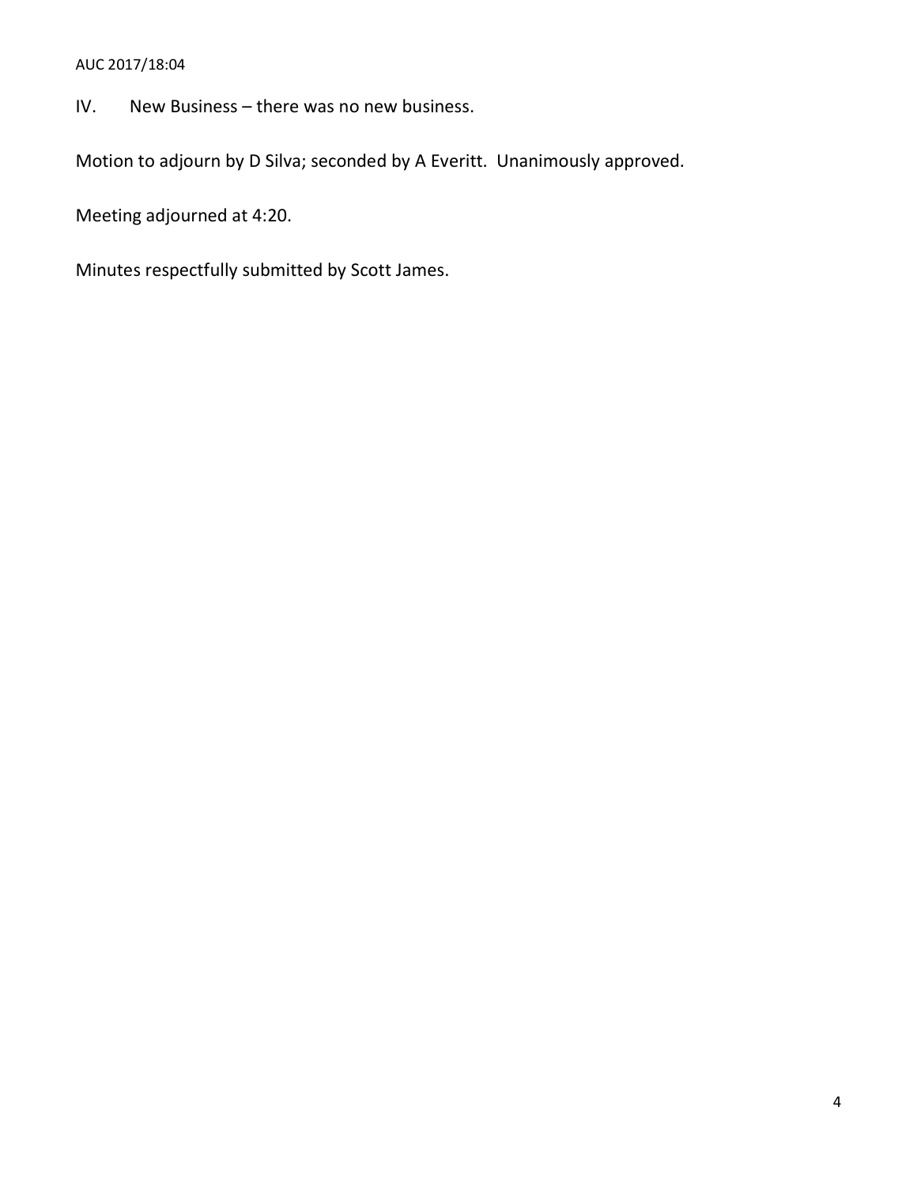IV. New Business – there was no new business.

Motion to adjourn by D Silva; seconded by A Everitt. Unanimously approved.

Meeting adjourned at 4:20.

Minutes respectfully submitted by Scott James.